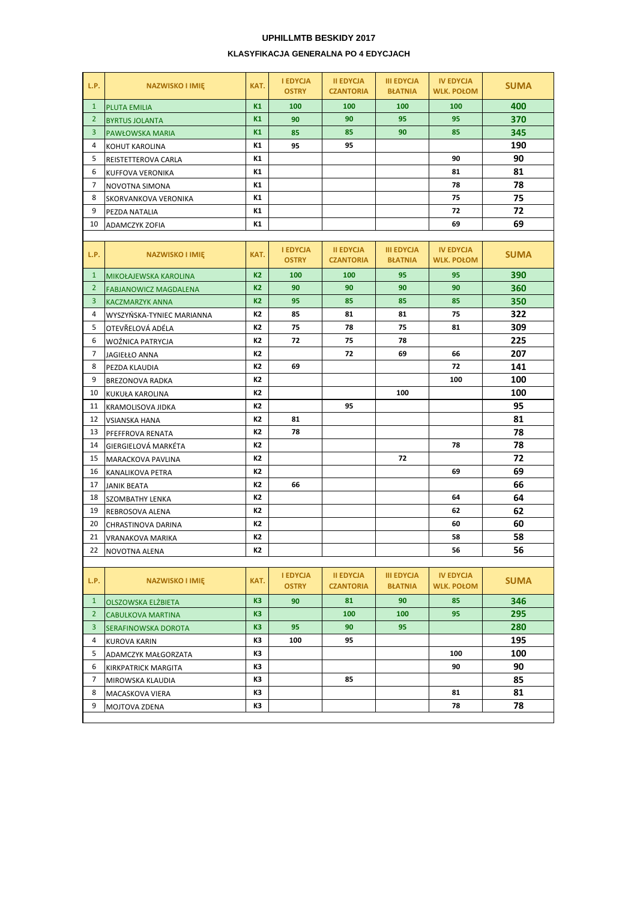# UPHILLMTB BESKIDY 2017

## KLASYFIKACJA GENERALNA PO 4 EDYCJACH

| L.P. | NAZWISKO I IMIĘ | KAT. | I EDYCJA OSTRY | II EDYCJA CZANTORIA | III EDYCJA BŁATNIA | IV EDYCJA WLK. POŁOM | SUMA |
|---|---|---|---|---|---|---|---|
| 1 | PLUTA EMILIA | K1 | 100 | 100 | 100 | 100 | 400 |
| 2 | BYRTUS JOLANTA | K1 | 90 | 90 | 95 | 95 | 370 |
| 3 | PAWŁOWSKA MARIA | K1 | 85 | 85 | 90 | 85 | 345 |
| 4 | KOHUT KAROLINA | K1 | 95 | 95 | | | 190 |
| 5 | REISTETTEROVA CARLA | K1 | | | | 90 | 90 |
| 6 | KUFFOVA VERONIKA | K1 | | | | 81 | 81 |
| 7 | NOVOTNA SIMONA | K1 | | | | 78 | 78 |
| 8 | SKORVANKOVA VERONIKA | K1 | | | | 75 | 75 |
| 9 | PEZDA NATALIA | K1 | | | | 72 | 72 |
| 10 | ADAMCZYK ZOFIA | K1 | | | | 69 | 69 |

| L.P. | NAZWISKO I IMIĘ | KAT. | I EDYCJA OSTRY | II EDYCJA CZANTORIA | III EDYCJA BŁATNIA | IV EDYCJA WLK. POŁOM | SUMA |
|---|---|---|---|---|---|---|---|
| 1 | MIKOŁAJEWSKA KAROLINA | K2 | 100 | 100 | 95 | 95 | 390 |
| 2 | FABJANOWICZ MAGDALENA | K2 | 90 | 90 | 90 | 90 | 360 |
| 3 | KACZMARZYK ANNA | K2 | 95 | 85 | 85 | 85 | 350 |
| 4 | WYSZYŃSKA-TYNIEC MARIANNA | K2 | 85 | 81 | 81 | 75 | 322 |
| 5 | OTEVŘELOVÁ ADÉLA | K2 | 75 | 78 | 75 | 81 | 309 |
| 6 | WOŹNICA PATRYCJA | K2 | 72 | 75 | 78 | | 225 |
| 7 | JAGIEŁŁO ANNA | K2 | | 72 | 69 | 66 | 207 |
| 8 | PEZDA KLAUDIA | K2 | 69 | | | 72 | 141 |
| 9 | BREZONOVA RADKA | K2 | | | | 100 | 100 |
| 10 | KUKUŁA KAROLINA | K2 | | | 100 | | 100 |
| 11 | KRAMOLISOVA JIDKA | K2 | | 95 | | | 95 |
| 12 | VSIANSKA HANA | K2 | 81 | | | | 81 |
| 13 | PFEFFROVA RENATA | K2 | 78 | | | | 78 |
| 14 | GIERGIELOVÁ MARKÉTA | K2 | | | | 78 | 78 |
| 15 | MARACKOVA PAVLINA | K2 | | | 72 | | 72 |
| 16 | KANALIKOVA PETRA | K2 | | | | 69 | 69 |
| 17 | JANIK BEATA | K2 | 66 | | | | 66 |
| 18 | SZOMBATHY LENKA | K2 | | | | 64 | 64 |
| 19 | REBROSOVA ALENA | K2 | | | | 62 | 62 |
| 20 | CHRASTINOVA DARINA | K2 | | | | 60 | 60 |
| 21 | VRANAKOVA MARIKA | K2 | | | | 58 | 58 |
| 22 | NOVOTNA ALENA | K2 | | | | 56 | 56 |

| L.P. | NAZWISKO I IMIĘ | KAT. | I EDYCJA OSTRY | II EDYCJA CZANTORIA | III EDYCJA BŁATNIA | IV EDYCJA WLK. POŁOM | SUMA |
|---|---|---|---|---|---|---|---|
| 1 | OLSZOWSKA ELŻBIETA | K3 | 90 | 81 | 90 | 85 | 346 |
| 2 | CABULKOVA MARTINA | K3 | | 100 | 100 | 95 | 295 |
| 3 | SERAFINOWSKA DOROTA | K3 | 95 | 90 | 95 | | 280 |
| 4 | KUROVA KARIN | K3 | 100 | 95 | | | 195 |
| 5 | ADAMCZYK MAŁGORZATA | K3 | | | | 100 | 100 |
| 6 | KIRKPATRICK MARGITA | K3 | | | | 90 | 90 |
| 7 | MIROWSKA KLAUDIA | K3 | | 85 | | | 85 |
| 8 | MACASKOVA VIERA | K3 | | | | 81 | 81 |
| 9 | MOJTOVA ZDENA | K3 | | | | 78 | 78 |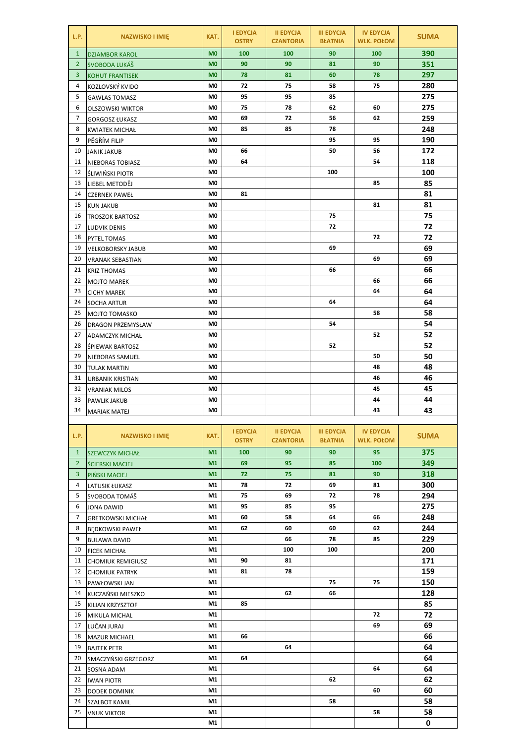| L.P. | NAZWISKO I IMIĘ | KAT. | I EDYCJA OSTRY | II EDYCJA CZANTORIA | III EDYCJA BŁATNIA | IV EDYCJA WLK. POŁOM | SUMA |
|---|---|---|---|---|---|---|---|
| 1 | DZIAMBOR KAROL | M0 | 100 | 100 | 90 | 100 | 390 |
| 2 | SVOBODA LUKÁŠ | M0 | 90 | 90 | 81 | 90 | 351 |
| 3 | KOHUT FRANTISEK | M0 | 78 | 81 | 60 | 78 | 297 |
| 4 | KOZLOVSKÝ KVIDO | M0 | 72 | 75 | 58 | 75 | 280 |
| 5 | GAWLAS TOMASZ | M0 | 95 | 95 | 85 | | 275 |
| 6 | OLSZOWSKI WIKTOR | M0 | 75 | 78 | 62 | 60 | 275 |
| 7 | GORGOSZ ŁUKASZ | M0 | 69 | 72 | 56 | 62 | 259 |
| 8 | KWIATEK MICHAŁ | M0 | 85 | 85 | 78 | | 248 |
| 9 | PĚGŘÍM FILIP | M0 | | | 95 | 95 | 190 |
| 10 | JANIK JAKUB | M0 | 66 | | 50 | 56 | 172 |
| 11 | NIEBORAS TOBIASZ | M0 | 64 | | | 54 | 118 |
| 12 | ŚLIWIŃSKI PIOTR | M0 | | | 100 | | 100 |
| 13 | LIEBEL METODĚJ | M0 | | | | 85 | 85 |
| 14 | CZERNEK PAWEŁ | M0 | 81 | | | | 81 |
| 15 | KUN JAKUB | M0 | | | | 81 | 81 |
| 16 | TROSZOK BARTOSZ | M0 | | | 75 | | 75 |
| 17 | LUDVIK DENIS | M0 | | | 72 | | 72 |
| 18 | PYTEL TOMAS | M0 | | | | 72 | 72 |
| 19 | VELKOBORSKY JABUB | M0 | | | 69 | | 69 |
| 20 | VRANAK SEBASTIAN | M0 | | | | 69 | 69 |
| 21 | KRIZ THOMAS | M0 | | | 66 | | 66 |
| 22 | MOJTO MAREK | M0 | | | | 66 | 66 |
| 23 | CICHY MAREK | M0 | | | | 64 | 64 |
| 24 | SOCHA ARTUR | M0 | | | 64 | | 64 |
| 25 | MOJTO TOMASKO | M0 | | | | 58 | 58 |
| 26 | DRAGON PRZEMYSŁAW | M0 | | | 54 | | 54 |
| 27 | ADAMCZYK MICHAŁ | M0 | | | | 52 | 52 |
| 28 | ŚPIEWAK BARTOSZ | M0 | | | 52 | | 52 |
| 29 | NIEBORAS SAMUEL | M0 | | | | 50 | 50 |
| 30 | TULAK MARTIN | M0 | | | | 48 | 48 |
| 31 | URBANIK KRISTIAN | M0 | | | | 46 | 46 |
| 32 | VRANIAK MILOS | M0 | | | | 45 | 45 |
| 33 | PAWLIK JAKUB | M0 | | | | 44 | 44 |
| 34 | MARIAK MATEJ | M0 | | | | 43 | 43 |

| L.P. | NAZWISKO I IMIĘ | KAT. | I EDYCJA OSTRY | II EDYCJA CZANTORIA | III EDYCJA BŁATNIA | IV EDYCJA WLK. POŁOM | SUMA |
|---|---|---|---|---|---|---|---|
| 1 | SZEWCZYK MICHAŁ | M1 | 100 | 90 | 90 | 95 | 375 |
| 2 | ŚCIERSKI MACIEJ | M1 | 69 | 95 | 85 | 100 | 349 |
| 3 | PIŃSKI MACIEJ | M1 | 72 | 75 | 81 | 90 | 318 |
| 4 | LATUSIK ŁUKASZ | M1 | 78 | 72 | 69 | 81 | 300 |
| 5 | SVOBODA TOMÁŠ | M1 | 75 | 69 | 72 | 78 | 294 |
| 6 | JONA DAWID | M1 | 95 | 85 | 95 | | 275 |
| 7 | GRETKOWSKI MICHAŁ | M1 | 60 | 58 | 64 | 66 | 248 |
| 8 | BĘDKOWSKI PAWEŁ | M1 | 62 | 60 | 60 | 62 | 244 |
| 9 | BULAWA DAVID | M1 | | 66 | 78 | 85 | 229 |
| 10 | FICEK MICHAŁ | M1 | | 100 | 100 | | 200 |
| 11 | CHOMIUK REMIGIUSZ | M1 | 90 | 81 | | | 171 |
| 12 | CHOMIUK PATRYK | M1 | 81 | 78 | | | 159 |
| 13 | PAWŁOWSKI JAN | M1 | | | 75 | 75 | 150 |
| 14 | KUCZAŃSKI MIESZKO | M1 | | 62 | 66 | | 128 |
| 15 | KILIAN KRZYSZTOF | M1 | 85 | | | | 85 |
| 16 | MIKULA MICHAL | M1 | | | | 72 | 72 |
| 17 | LUČAN JURAJ | M1 | | | | 69 | 69 |
| 18 | MAZUR MICHAEL | M1 | 66 | | | | 66 |
| 19 | BAJTEK PETR | M1 | | 64 | | | 64 |
| 20 | SMACZYŃSKI GRZEGORZ | M1 | 64 | | | | 64 |
| 21 | SOSNA ADAM | M1 | | | | 64 | 64 |
| 22 | IWAN PIOTR | M1 | | | 62 | | 62 |
| 23 | DODEK DOMINIK | M1 | | | | 60 | 60 |
| 24 | SZALBOT KAMIL | M1 | | | 58 | | 58 |
| 25 | VNUK VIKTOR | M1 | | | | 58 | 58 |
| | | M1 | | | | | 0 |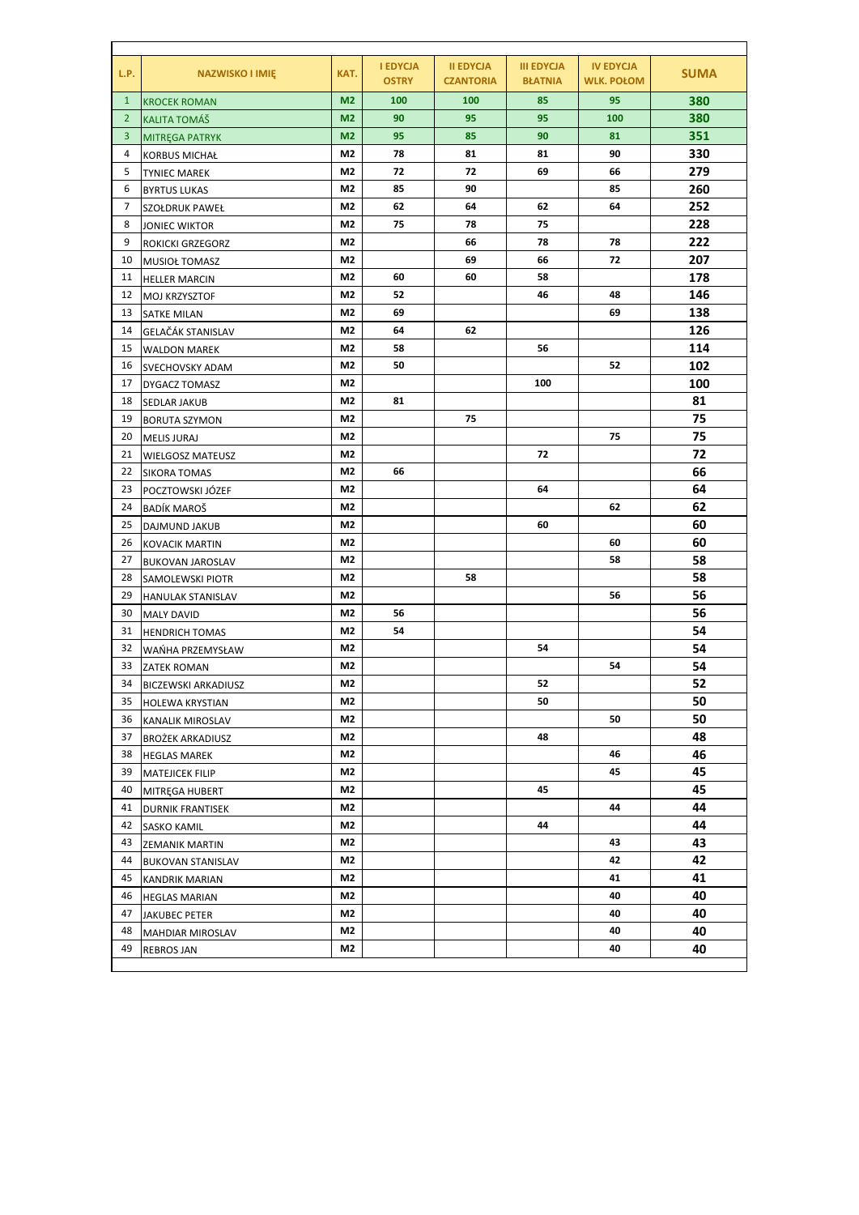| L.P. | NAZWISKO I IMIĘ | KAT. | I EDYCJA OSTRY | II EDYCJA CZANTORIA | III EDYCJA BŁATNIA | IV EDYCJA WLK. POŁOM | SUMA |
|---|---|---|---|---|---|---|---|
| 1 | KROCEK ROMAN | M2 | 100 | 100 | 85 | 95 | 380 |
| 2 | KALITA TOMÁŠ | M2 | 90 | 95 | 95 | 100 | 380 |
| 3 | MITRĘGA PATRYK | M2 | 95 | 85 | 90 | 81 | 351 |
| 4 | KORBUS MICHAŁ | M2 | 78 | 81 | 81 | 90 | 330 |
| 5 | TYNIEC MAREK | M2 | 72 | 72 | 69 | 66 | 279 |
| 6 | BYRTUS LUKAS | M2 | 85 | 90 | | 85 | 260 |
| 7 | SZOŁDRUK PAWEŁ | M2 | 62 | 64 | 62 | 64 | 252 |
| 8 | JONIEC WIKTOR | M2 | 75 | 78 | 75 | | 228 |
| 9 | ROKICKI GRZEGORZ | M2 | | 66 | 78 | 78 | 222 |
| 10 | MUSIOŁ TOMASZ | M2 | | 69 | 66 | 72 | 207 |
| 11 | HELLER MARCIN | M2 | 60 | 60 | 58 | | 178 |
| 12 | MOJ KRZYSZTOF | M2 | 52 | | 46 | 48 | 146 |
| 13 | SATKE MILAN | M2 | 69 | | | 69 | 138 |
| 14 | GELAČÁK STANISLAV | M2 | 64 | 62 | | | 126 |
| 15 | WALDON MAREK | M2 | 58 | | 56 | | 114 |
| 16 | SVECHOVSKY ADAM | M2 | 50 | | | 52 | 102 |
| 17 | DYGACZ TOMASZ | M2 | | | 100 | | 100 |
| 18 | SEDLAR JAKUB | M2 | 81 | | | | 81 |
| 19 | BORUTA SZYMON | M2 | | 75 | | | 75 |
| 20 | MELIS JURAJ | M2 | | | | 75 | 75 |
| 21 | WIELGOSZ MATEUSZ | M2 | | | 72 | | 72 |
| 22 | SIKORA TOMAS | M2 | 66 | | | | 66 |
| 23 | POCZTOWSKI JÓZEF | M2 | | | 64 | | 64 |
| 24 | BADÍK MAROŠ | M2 | | | | 62 | 62 |
| 25 | DAJMUND JAKUB | M2 | | | 60 | | 60 |
| 26 | KOVACIK MARTIN | M2 | | | | 60 | 60 |
| 27 | BUKOVAN JAROSLAV | M2 | | | | 58 | 58 |
| 28 | SAMOLEWSKI PIOTR | M2 | | 58 | | | 58 |
| 29 | HANULAK STANISLAV | M2 | | | | 56 | 56 |
| 30 | MALY DAVID | M2 | 56 | | | | 56 |
| 31 | HENDRICH TOMAS | M2 | 54 | | | | 54 |
| 32 | WAŃHA PRZEMYSŁAW | M2 | | | 54 | | 54 |
| 33 | ZATEK ROMAN | M2 | | | | 54 | 54 |
| 34 | BICZEWSKI ARKADIUSZ | M2 | | | 52 | | 52 |
| 35 | HOLEWA KRYSTIAN | M2 | | | 50 | | 50 |
| 36 | KANALIK MIROSLAV | M2 | | | | 50 | 50 |
| 37 | BROŻEK ARKADIUSZ | M2 | | | 48 | | 48 |
| 38 | HEGLAS MAREK | M2 | | | | 46 | 46 |
| 39 | MATEJICEK FILIP | M2 | | | | 45 | 45 |
| 40 | MITRĘGA HUBERT | M2 | | | 45 | | 45 |
| 41 | DURNIK FRANTISEK | M2 | | | | 44 | 44 |
| 42 | SASKO KAMIL | M2 | | | 44 | | 44 |
| 43 | ZEMANIK MARTIN | M2 | | | | 43 | 43 |
| 44 | BUKOVAN STANISLAV | M2 | | | | 42 | 42 |
| 45 | KANDRIK MARIAN | M2 | | | | 41 | 41 |
| 46 | HEGLAS MARIAN | M2 | | | | 40 | 40 |
| 47 | JAKUBEC PETER | M2 | | | | 40 | 40 |
| 48 | MAHDIAR MIROSLAV | M2 | | | | 40 | 40 |
| 49 | REBROS JAN | M2 | | | | 40 | 40 |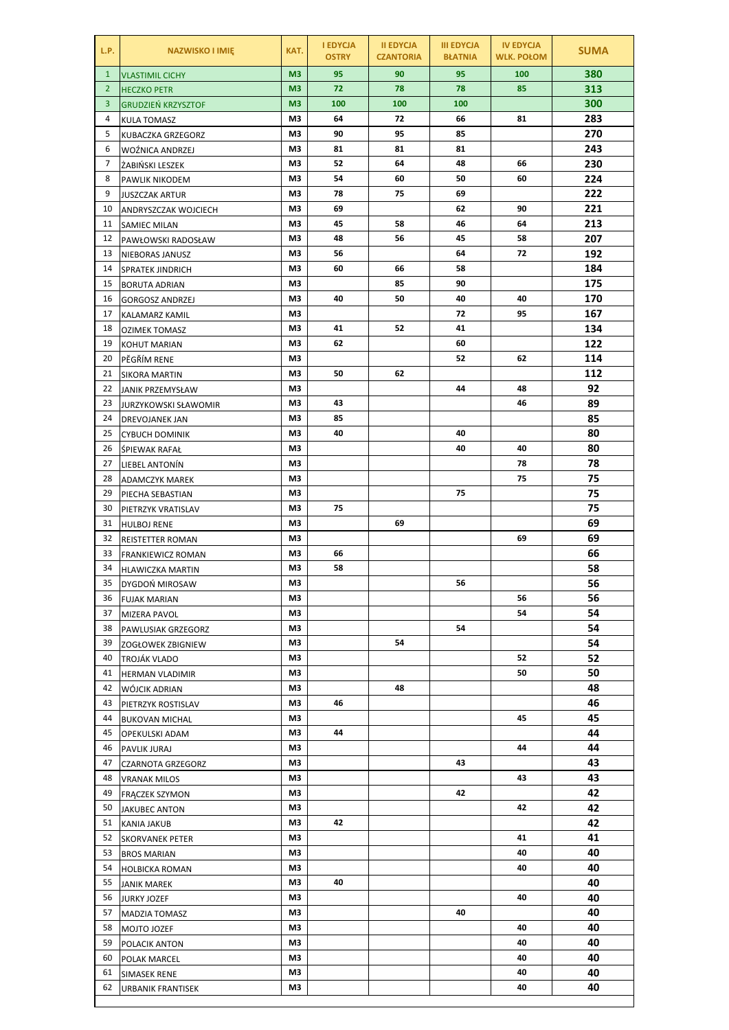| L.P. | NAZWISKO I IMIĘ | KAT. | I EDYCJA OSTRY | II EDYCJA CZANTORIA | III EDYCJA BŁATNIA | IV EDYCJA WLK. POŁOM | SUMA |
|---|---|---|---|---|---|---|---|
| 1 | VLASTIMIL CICHY | M3 | 95 | 90 | 95 | 100 | 380 |
| 2 | HECZKO PETR | M3 | 72 | 78 | 78 | 85 | 313 |
| 3 | GRUDZIEŃ KRZYSZTOF | M3 | 100 | 100 | 100 | | 300 |
| 4 | KULA TOMASZ | M3 | 64 | 72 | 66 | 81 | 283 |
| 5 | KUBACZKA GRZEGORZ | M3 | 90 | 95 | 85 | | 270 |
| 6 | WOŹNICA ANDRZEJ | M3 | 81 | 81 | 81 | | 243 |
| 7 | ŻABIŃSKI LESZEK | M3 | 52 | 64 | 48 | 66 | 230 |
| 8 | PAWLIK NIKODEM | M3 | 54 | 60 | 50 | 60 | 224 |
| 9 | JUSZCZAK ARTUR | M3 | 78 | 75 | 69 | | 222 |
| 10 | ANDRYSZCZAK WOJCIECH | M3 | 69 | | 62 | 90 | 221 |
| 11 | SAMIEC MILAN | M3 | 45 | 58 | 46 | 64 | 213 |
| 12 | PAWŁOWSKI RADOSŁAW | M3 | 48 | 56 | 45 | 58 | 207 |
| 13 | NIEBORAS JANUSZ | M3 | 56 | | 64 | 72 | 192 |
| 14 | SPRATEK JINDRICH | M3 | 60 | 66 | 58 | | 184 |
| 15 | BORUTA ADRIAN | M3 | | 85 | 90 | | 175 |
| 16 | GORGOSZ ANDRZEJ | M3 | 40 | 50 | 40 | 40 | 170 |
| 17 | KALAMARZ KAMIL | M3 | | | 72 | 95 | 167 |
| 18 | OZIMEK TOMASZ | M3 | 41 | 52 | 41 | | 134 |
| 19 | KOHUT MARIAN | M3 | 62 | | 60 | | 122 |
| 20 | PĚGŘÍM RENE | M3 | | | 52 | 62 | 114 |
| 21 | SIKORA MARTIN | M3 | 50 | 62 | | | 112 |
| 22 | JANIK PRZEMYSŁAW | M3 | | | 44 | 48 | 92 |
| 23 | JURZYKOWSKI SŁAWOMIR | M3 | 43 | | | 46 | 89 |
| 24 | DREVOJANEK JAN | M3 | 85 | | | | 85 |
| 25 | CYBUCH DOMINIK | M3 | 40 | | 40 | | 80 |
| 26 | ŚPIEWAK RAFAŁ | M3 | | | 40 | 40 | 80 |
| 27 | LIEBEL ANTONÍN | M3 | | | | 78 | 78 |
| 28 | ADAMCZYK MAREK | M3 | | | | 75 | 75 |
| 29 | PIECHA SEBASTIAN | M3 | | | 75 | | 75 |
| 30 | PIETRZYK VRATISLAV | M3 | 75 | | | | 75 |
| 31 | HULBOJ RENE | M3 | | 69 | | | 69 |
| 32 | REISTETTER ROMAN | M3 | | | | 69 | 69 |
| 33 | FRANKIEWICZ ROMAN | M3 | 66 | | | | 66 |
| 34 | HLAWICZKA MARTIN | M3 | 58 | | | | 58 |
| 35 | DYGDOŃ MIROSAW | M3 | | | 56 | | 56 |
| 36 | FUJAK MARIAN | M3 | | | | 56 | 56 |
| 37 | MIZERA PAVOL | M3 | | | | 54 | 54 |
| 38 | PAWLUSIAK GRZEGORZ | M3 | | | 54 | | 54 |
| 39 | ZOGŁOWEK ZBIGNIEW | M3 | | 54 | | | 54 |
| 40 | TROJÁK VLADO | M3 | | | | 52 | 52 |
| 41 | HERMAN VLADIMIR | M3 | | | | 50 | 50 |
| 42 | WÓJCIK ADRIAN | M3 | | 48 | | | 48 |
| 43 | PIETRZYK ROSTISLAV | M3 | 46 | | | | 46 |
| 44 | BUKOVAN MICHAL | M3 | | | | 45 | 45 |
| 45 | OPEKULSKI ADAM | M3 | 44 | | | | 44 |
| 46 | PAVLIK JURAJ | M3 | | | | 44 | 44 |
| 47 | CZARNOTA GRZEGORZ | M3 | | | 43 | | 43 |
| 48 | VRANAK MILOS | M3 | | | | 43 | 43 |
| 49 | FRĄCZEK SZYMON | M3 | | | 42 | | 42 |
| 50 | JAKUBEC ANTON | M3 | | | | 42 | 42 |
| 51 | KANIA JAKUB | M3 | 42 | | | | 42 |
| 52 | SKORVANEK PETER | M3 | | | | 41 | 41 |
| 53 | BROS MARIAN | M3 | | | | 40 | 40 |
| 54 | HOLBICKA ROMAN | M3 | | | | 40 | 40 |
| 55 | JANIK MAREK | M3 | 40 | | | | 40 |
| 56 | JURKY JOZEF | M3 | | | | 40 | 40 |
| 57 | MADZIA TOMASZ | M3 | | | 40 | | 40 |
| 58 | MOJTO JOZEF | M3 | | | | 40 | 40 |
| 59 | POLACIK ANTON | M3 | | | | 40 | 40 |
| 60 | POLAK MARCEL | M3 | | | | 40 | 40 |
| 61 | SIMASEK RENE | M3 | | | | 40 | 40 |
| 62 | URBANIK FRANTISEK | M3 | | | | 40 | 40 |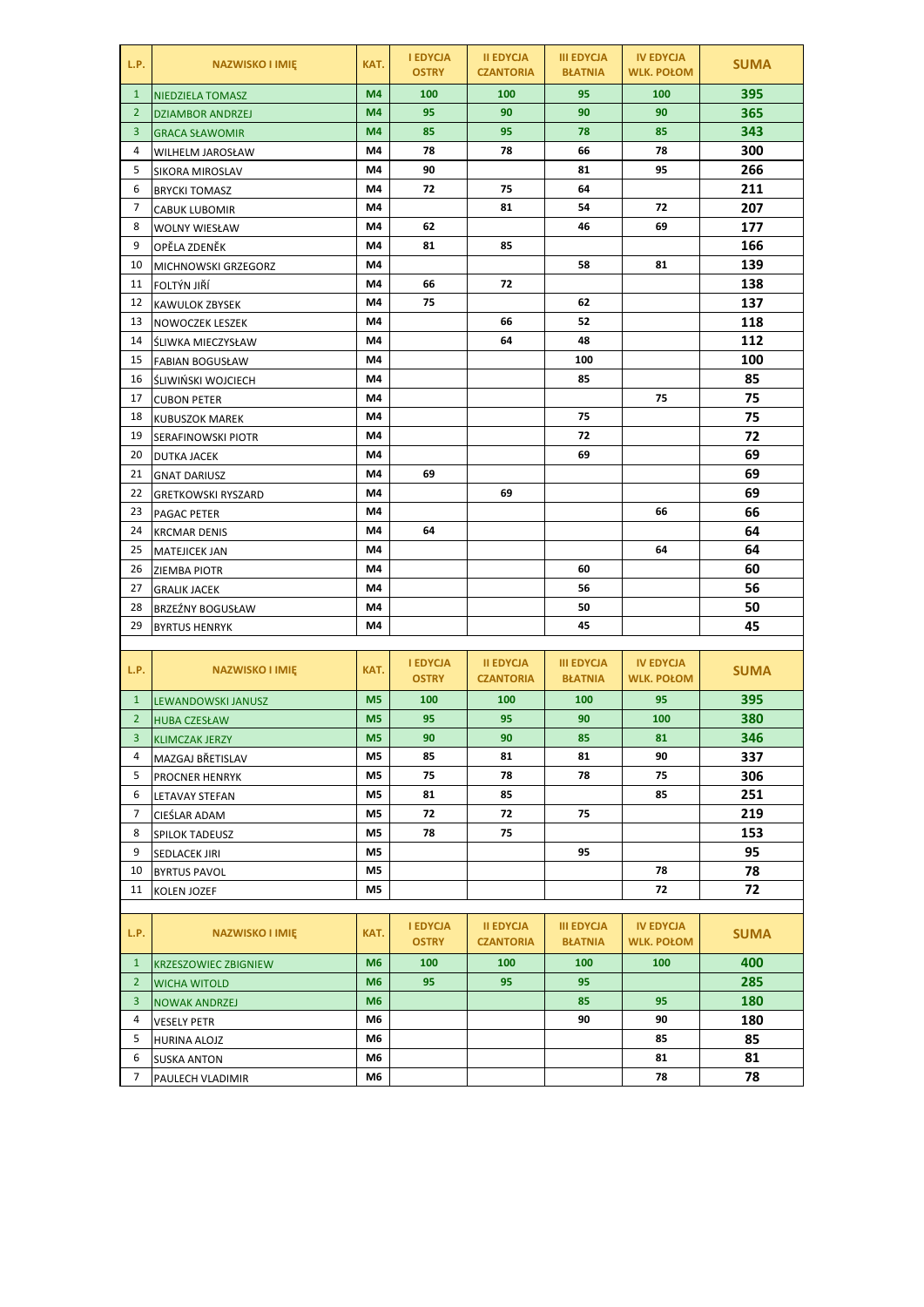| L.P. | NAZWISKO I IMIĘ | KAT. | I EDYCJA OSTRY | II EDYCJA CZANTORIA | III EDYCJA BŁATNIA | IV EDYCJA WLK. POŁOM | SUMA |
|---|---|---|---|---|---|---|---|
| 1 | NIEDZIELA TOMASZ | M4 | 100 | 100 | 95 | 100 | 395 |
| 2 | DZIAMBOR ANDRZEJ | M4 | 95 | 90 | 90 | 90 | 365 |
| 3 | GRACA SŁAWOMIR | M4 | 85 | 95 | 78 | 85 | 343 |
| 4 | WILHELM JAROSŁAW | M4 | 78 | 78 | 66 | 78 | 300 |
| 5 | SIKORA MIROSLAV | M4 | 90 | | 81 | 95 | 266 |
| 6 | BRYCKI TOMASZ | M4 | 72 | 75 | 64 | | 211 |
| 7 | CABUK LUBOMIR | M4 | | 81 | 54 | 72 | 207 |
| 8 | WOLNY WIESŁAW | M4 | 62 | | 46 | 69 | 177 |
| 9 | OPĚLA ZDENĚK | M4 | 81 | 85 | | | 166 |
| 10 | MICHNOWSKI GRZEGORZ | M4 | | | 58 | 81 | 139 |
| 11 | FOLTÝN JIŘÍ | M4 | 66 | 72 | | | 138 |
| 12 | KAWULOK ZBYSEK | M4 | 75 | | 62 | | 137 |
| 13 | NOWOCZEK LESZEK | M4 | | 66 | 52 | | 118 |
| 14 | ŚLIWKA MIECZYSŁAW | M4 | | 64 | 48 | | 112 |
| 15 | FABIAN BOGUSŁAW | M4 | | | 100 | | 100 |
| 16 | ŚLIWIŃSKI WOJCIECH | M4 | | | 85 | | 85 |
| 17 | CUBON PETER | M4 | | | | 75 | 75 |
| 18 | KUBUSZOK MAREK | M4 | | | 75 | | 75 |
| 19 | SERAFINOWSKI PIOTR | M4 | | | 72 | | 72 |
| 20 | DUTKA JACEK | M4 | | | 69 | | 69 |
| 21 | GNAT DARIUSZ | M4 | 69 | | | | 69 |
| 22 | GRETKOWSKI RYSZARD | M4 | | 69 | | | 69 |
| 23 | PAGAC PETER | M4 | | | | 66 | 66 |
| 24 | KRCMAR DENIS | M4 | 64 | | | | 64 |
| 25 | MATEJICEK JAN | M4 | | | | 64 | 64 |
| 26 | ZIEMBA PIOTR | M4 | | | 60 | | 60 |
| 27 | GRALIK JACEK | M4 | | | 56 | | 56 |
| 28 | BRZEŹNY BOGUSŁAW | M4 | | | 50 | | 50 |
| 29 | BYRTUS HENRYK | M4 | | | 45 | | 45 |

| L.P. | NAZWISKO I IMIĘ | KAT. | I EDYCJA OSTRY | II EDYCJA CZANTORIA | III EDYCJA BŁATNIA | IV EDYCJA WLK. POŁOM | SUMA |
|---|---|---|---|---|---|---|---|
| 1 | LEWANDOWSKI JANUSZ | M5 | 100 | 100 | 100 | 95 | 395 |
| 2 | HUBA CZESŁAW | M5 | 95 | 95 | 90 | 100 | 380 |
| 3 | KLIMCZAK JERZY | M5 | 90 | 90 | 85 | 81 | 346 |
| 4 | MAZGAJ BŘETISLAV | M5 | 85 | 81 | 81 | 90 | 337 |
| 5 | PROCNER HENRYK | M5 | 75 | 78 | 78 | 75 | 306 |
| 6 | LETAVAY STEFAN | M5 | 81 | 85 | | 85 | 251 |
| 7 | CIEŚLAR ADAM | M5 | 72 | 72 | 75 | | 219 |
| 8 | SPILOK TADEUSZ | M5 | 78 | 75 | | | 153 |
| 9 | SEDLACEK JIRI | M5 | | | 95 | | 95 |
| 10 | BYRTUS PAVOL | M5 | | | | 78 | 78 |
| 11 | KOLEN JOZEF | M5 | | | | 72 | 72 |

| L.P. | NAZWISKO I IMIĘ | KAT. | I EDYCJA OSTRY | II EDYCJA CZANTORIA | III EDYCJA BŁATNIA | IV EDYCJA WLK. POŁOM | SUMA |
|---|---|---|---|---|---|---|---|
| 1 | KRZESZOWIEC ZBIGNIEW | M6 | 100 | 100 | 100 | 100 | 400 |
| 2 | WICHA WITOLD | M6 | 95 | 95 | 95 | | 285 |
| 3 | NOWAK ANDRZEJ | M6 | | | 85 | 95 | 180 |
| 4 | VESELY PETR | M6 | | | 90 | 90 | 180 |
| 5 | HURINA ALOJZ | M6 | | | | 85 | 85 |
| 6 | SUSKA ANTON | M6 | | | | 81 | 81 |
| 7 | PAULECH VLADIMIR | M6 | | | | 78 | 78 |